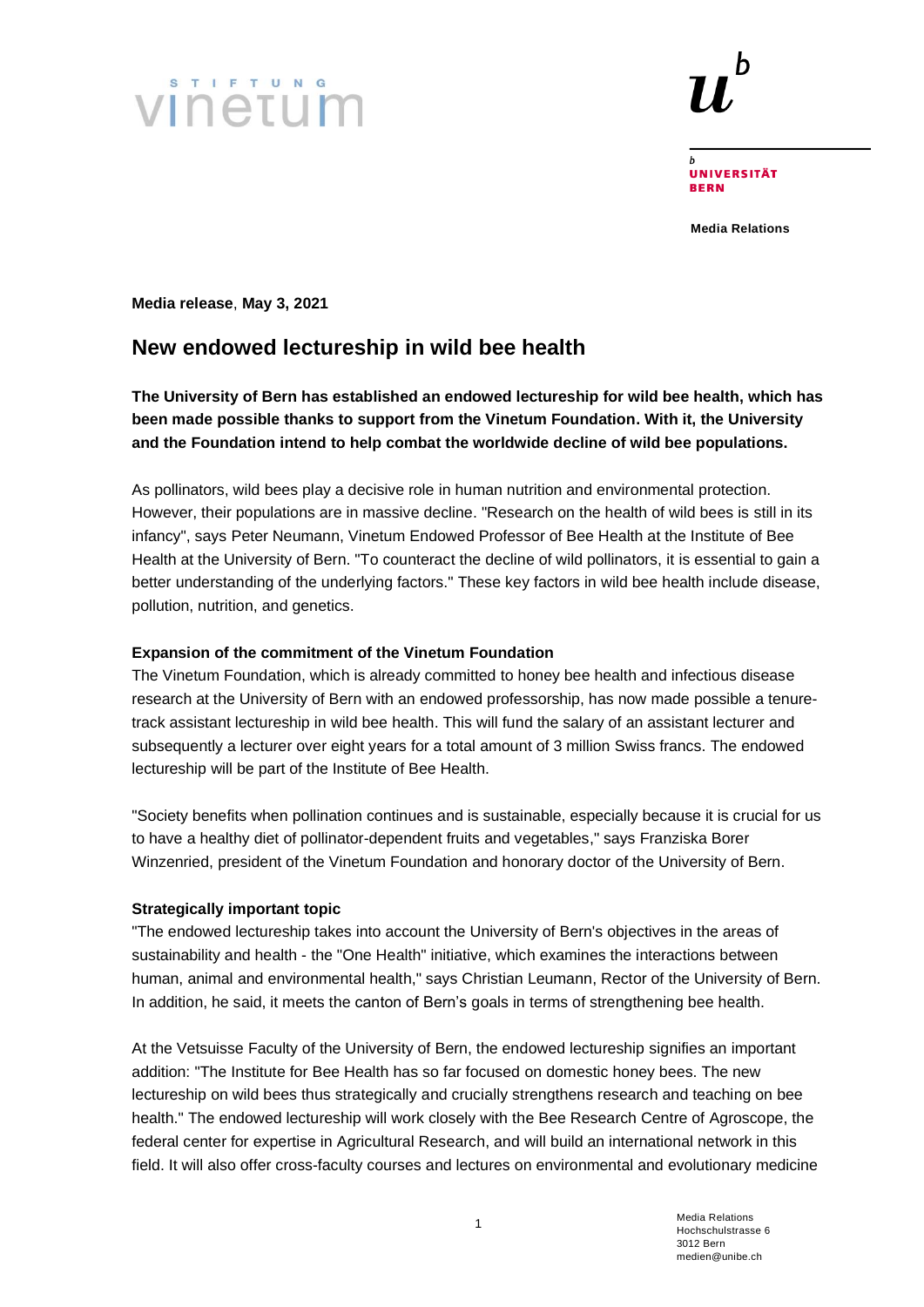STIFTUNG vinetum

UNIVERSITÄT BERN

**Media Relations**

**Media release**, **May 3, 2021**

# New endowed lectureship in wild bee health

**The University of Bern has established an endowed lectureship for wild bee health, which has been made possible thanks to support from the Vinetum Foundation. With it, the University and the Foundation intend to help combat the worldwide decline of wild bee populations.**

As pollinators, wild bees play a decisive role in human nutrition and environmental protection. However, their populations are in massive decline. "Research on the health of wild bees is still in its infancy", says Peter Neumann, Vinetum Endowed Professor of Bee Health at the Institute of Bee Health at the University of Bern. "To counteract the decline of wild pollinators, it is essential to gain a better understanding of the underlying factors." These key factors in wild bee health include disease, pollution, nutrition, and genetics.

**Expansion of the commitment of the Vinetum Foundation**

The Vinetum Foundation, which is already committed to honey bee health and infectious disease research at the University of Bern with an endowed professorship, has now made possible a tenure-track assistant lectureship in wild bee health. This will fund the salary of an assistant lecturer and subsequently a lecturer over eight years for a total amount of 3 million Swiss francs. The endowed lectureship will be part of the Institute of Bee Health.

"Society benefits when pollination continues and is sustainable, especially because it is crucial for us to have a healthy diet of pollinator-dependent fruits and vegetables," says Franziska Borer Winzenried, president of the Vinetum Foundation and honorary doctor of the University of Bern.

**Strategically important topic**

"The endowed lectureship takes into account the University of Bern's objectives in the areas of sustainability and health - the "One Health" initiative, which examines the interactions between human, animal and environmental health," says Christian Leumann, Rector of the University of Bern. In addition, he said, it meets the canton of Bern's goals in terms of strengthening bee health.

At the Vetsuisse Faculty of the University of Bern, the endowed lectureship signifies an important addition: "The Institute for Bee Health has so far focused on domestic honey bees. The new lectureship on wild bees thus strategically and crucially strengthens research and teaching on bee health." The endowed lectureship will work closely with the Bee Research Centre of Agroscope, the federal center for expertise in Agricultural Research, and will build an international network in this field. It will also offer cross-faculty courses and lectures on environmental and evolutionary medicine

Media Relations
Hochschulstrasse 6
3012 Bern
medien@unibe.ch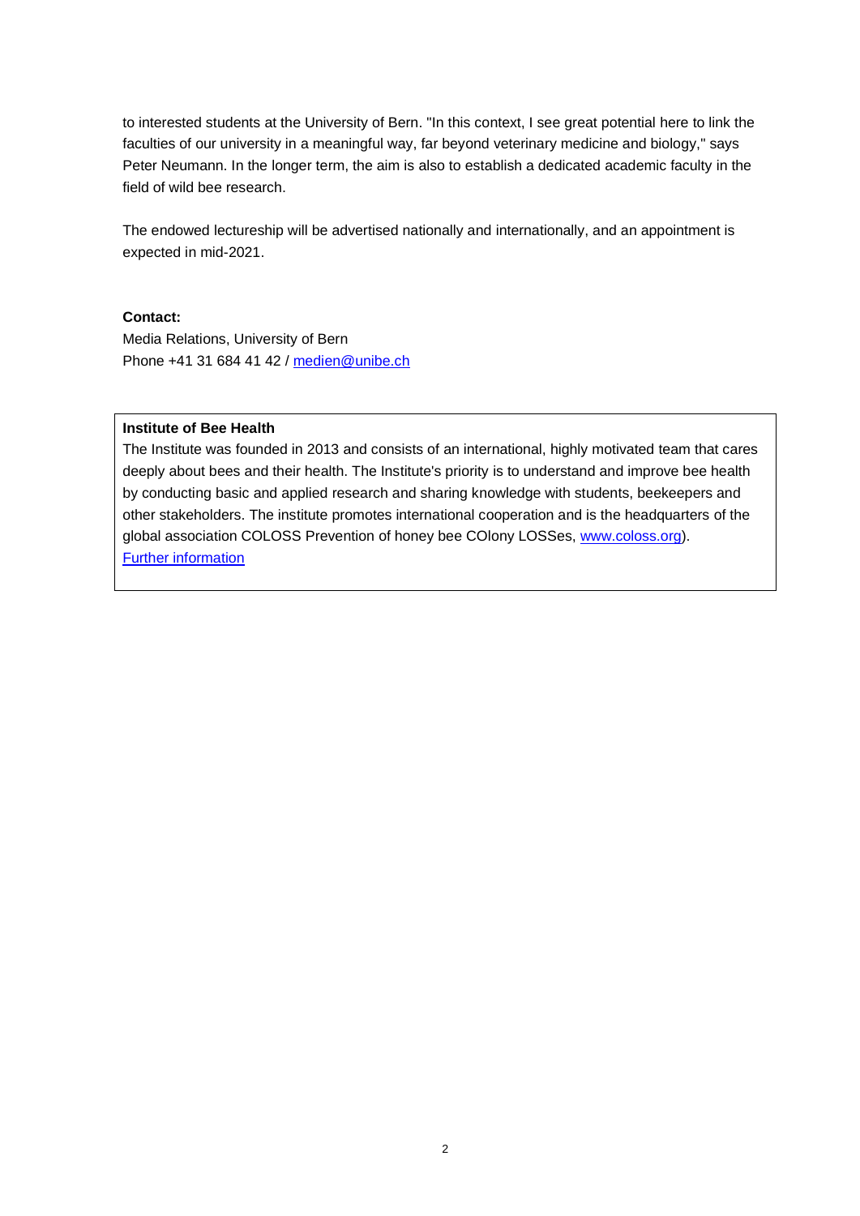to interested students at the University of Bern. "In this context, I see great potential here to link the faculties of our university in a meaningful way, far beyond veterinary medicine and biology," says Peter Neumann. In the longer term, the aim is also to establish a dedicated academic faculty in the field of wild bee research.

The endowed lectureship will be advertised nationally and internationally, and an appointment is expected in mid-2021.

**Contact:**
Media Relations, University of Bern
Phone +41 31 684 41 42 / [medien@unibe.ch](mailto:medien@unibe.ch)

**Institute of Bee Health**
The Institute was founded in 2013 and consists of an international, highly motivated team that cares deeply about bees and their health. The Institute's priority is to understand and improve bee health by conducting basic and applied research and sharing knowledge with students, beekeepers and other stakeholders. The institute promotes international cooperation and is the headquarters of the global association COLOSS Prevention of honey bee COlony LOSSes, [www.coloss.org](http://www.coloss.org)).
[Further information]()